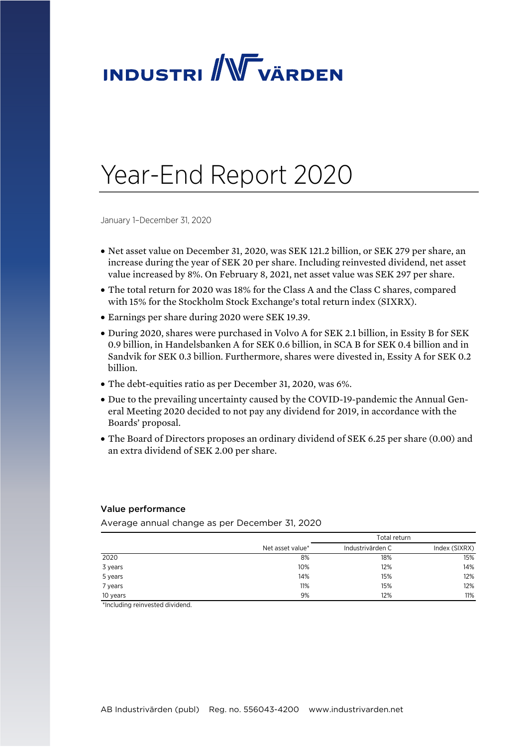INDUSTRI VÄRDEN

# Year-End Report 2020

January 1–December 31, 2020

- Net asset value on December 31, 2020, was SEK 121.2 billion, or SEK 279 per share, an increase during the year of SEK 20 per share. Including reinvested dividend, net asset value increased by 8%. On February 8, 2021, net asset value was SEK 297 per share.
- The total return for 2020 was 18% for the Class A and the Class C shares, compared with 15% for the Stockholm Stock Exchange's total return index (SIXRX).
- Earnings per share during 2020 were SEK 19.39.
- During 2020, shares were purchased in Volvo A for SEK 2.1 billion, in Essity B for SEK 0.9 billion, in Handelsbanken A for SEK 0.6 billion, in SCA B for SEK 0.4 billion and in Sandvik for SEK 0.3 billion. Furthermore, shares were divested in, Essity A for SEK 0.2 billion.
- The debt-equities ratio as per December 31, 2020, was 6%.
- Due to the prevailing uncertainty caused by the COVID-19-pandemic the Annual General Meeting 2020 decided to not pay any dividend for 2019, in accordance with the Boards' proposal.
- The Board of Directors proposes an ordinary dividend of SEK 6.25 per share (0.00) and an extra dividend of SEK 2.00 per share.

### Value performance

Average annual change as per December 31, 2020

| | | Total return | |
|---|---|---|---|
| | Net asset value* | Industrivärden C | Index (SIXRX) |
| 2020 | 8% | 18% | 15% |
| 3 years | 10% | 12% | 14% |
| 5 years | 14% | 15% | 12% |
| 7 years | 11% | 15% | 12% |
| 10 years | 9% | 12% | 11% |

*Including reinvested dividend.

AB Industrivärden (publ) Reg. no. 556043-4200 www.industrivarden.net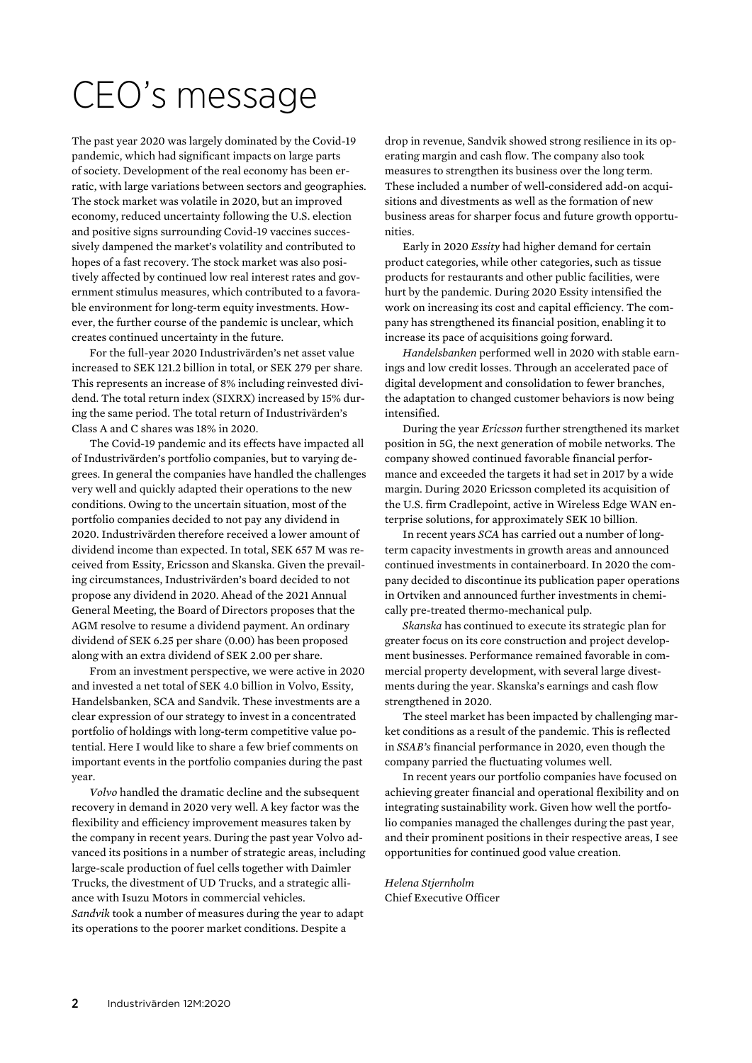# CEO's message

The past year 2020 was largely dominated by the Covid-19 pandemic, which had significant impacts on large parts of society. Development of the real economy has been erratic, with large variations between sectors and geographies. The stock market was volatile in 2020, but an improved economy, reduced uncertainty following the U.S. election and positive signs surrounding Covid-19 vaccines successively dampened the market's volatility and contributed to hopes of a fast recovery. The stock market was also positively affected by continued low real interest rates and government stimulus measures, which contributed to a favorable environment for long-term equity investments. However, the further course of the pandemic is unclear, which creates continued uncertainty in the future.

For the full-year 2020 Industrivärden's net asset value increased to SEK 121.2 billion in total, or SEK 279 per share. This represents an increase of 8% including reinvested dividend. The total return index (SIXRX) increased by 15% during the same period. The total return of Industrivärden's Class A and C shares was 18% in 2020.

The Covid-19 pandemic and its effects have impacted all of Industrivärden's portfolio companies, but to varying degrees. In general the companies have handled the challenges very well and quickly adapted their operations to the new conditions. Owing to the uncertain situation, most of the portfolio companies decided to not pay any dividend in 2020. Industrivärden therefore received a lower amount of dividend income than expected. In total, SEK 657 M was received from Essity, Ericsson and Skanska. Given the prevailing circumstances, Industrivärden's board decided to not propose any dividend in 2020. Ahead of the 2021 Annual General Meeting, the Board of Directors proposes that the AGM resolve to resume a dividend payment. An ordinary dividend of SEK 6.25 per share (0.00) has been proposed along with an extra dividend of SEK 2.00 per share.

From an investment perspective, we were active in 2020 and invested a net total of SEK 4.0 billion in Volvo, Essity, Handelsbanken, SCA and Sandvik. These investments are a clear expression of our strategy to invest in a concentrated portfolio of holdings with long-term competitive value potential. Here I would like to share a few brief comments on important events in the portfolio companies during the past year.

*Volvo* handled the dramatic decline and the subsequent recovery in demand in 2020 very well. A key factor was the flexibility and efficiency improvement measures taken by the company in recent years. During the past year Volvo advanced its positions in a number of strategic areas, including large-scale production of fuel cells together with Daimler Trucks, the divestment of UD Trucks, and a strategic alliance with Isuzu Motors in commercial vehicles.

*Sandvik* took a number of measures during the year to adapt its operations to the poorer market conditions. Despite a drop in revenue, Sandvik showed strong resilience in its operating margin and cash flow. The company also took measures to strengthen its business over the long term. These included a number of well-considered add-on acquisitions and divestments as well as the formation of new business areas for sharper focus and future growth opportunities.

Early in 2020 *Essity* had higher demand for certain product categories, while other categories, such as tissue products for restaurants and other public facilities, were hurt by the pandemic. During 2020 Essity intensified the work on increasing its cost and capital efficiency. The company has strengthened its financial position, enabling it to increase its pace of acquisitions going forward.

*Handelsbanken* performed well in 2020 with stable earnings and low credit losses. Through an accelerated pace of digital development and consolidation to fewer branches, the adaptation to changed customer behaviors is now being intensified.

During the year *Ericsson* further strengthened its market position in 5G, the next generation of mobile networks. The company showed continued favorable financial performance and exceeded the targets it had set in 2017 by a wide margin. During 2020 Ericsson completed its acquisition of the U.S. firm Cradlepoint, active in Wireless Edge WAN enterprise solutions, for approximately SEK 10 billion.

In recent years *SCA* has carried out a number of long-term capacity investments in growth areas and announced continued investments in containerboard. In 2020 the company decided to discontinue its publication paper operations in Ortviken and announced further investments in chemically pre-treated thermo-mechanical pulp.

*Skanska* has continued to execute its strategic plan for greater focus on its core construction and project development businesses. Performance remained favorable in commercial property development, with several large divestments during the year. Skanska's earnings and cash flow strengthened in 2020.

The steel market has been impacted by challenging market conditions as a result of the pandemic. This is reflected in *SSAB's* financial performance in 2020, even though the company parried the fluctuating volumes well.

In recent years our portfolio companies have focused on achieving greater financial and operational flexibility and on integrating sustainability work. Given how well the portfolio companies managed the challenges during the past year, and their prominent positions in their respective areas, I see opportunities for continued good value creation.

*Helena Stjernholm*
Chief Executive Officer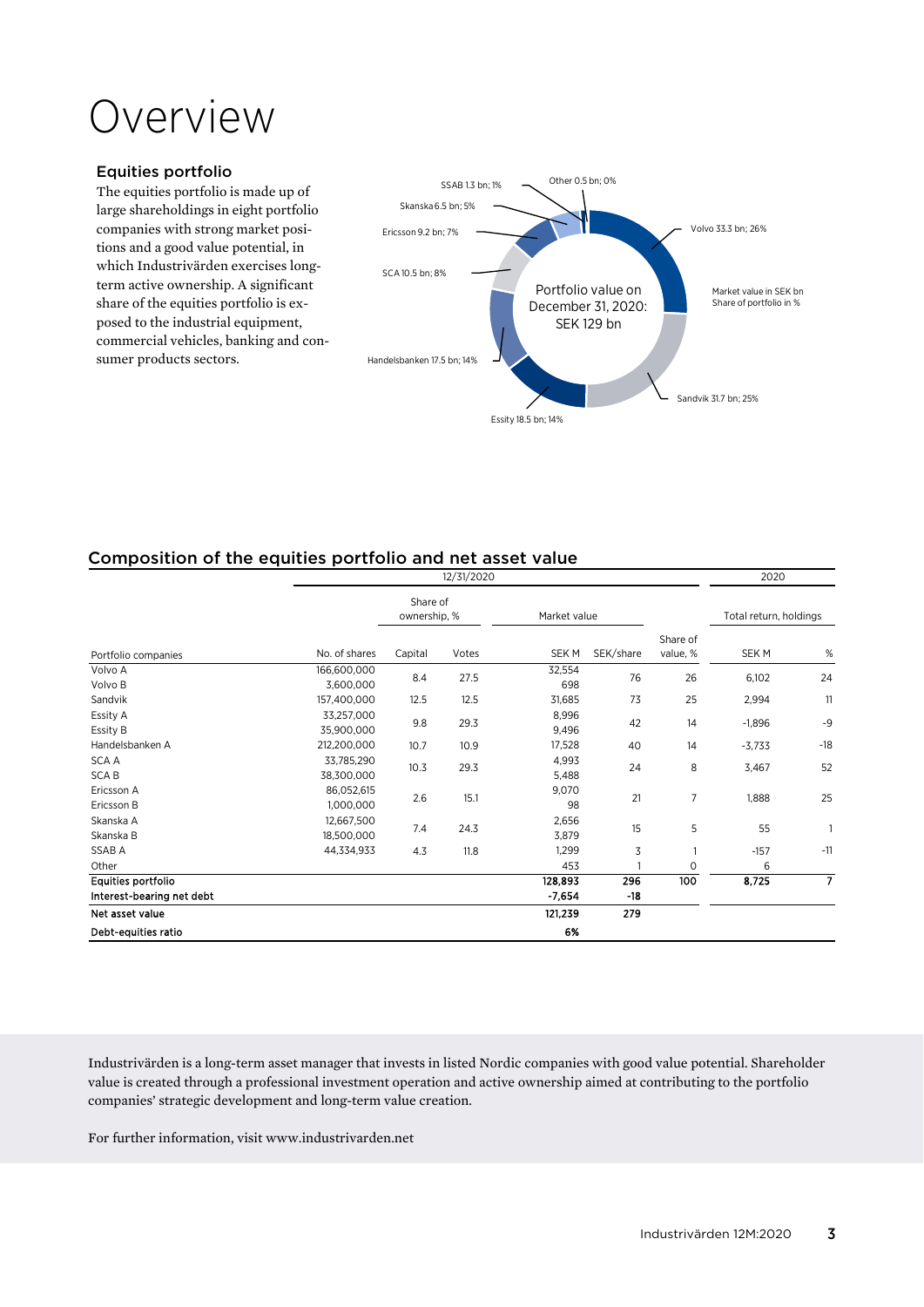# Overview

### Equities portfolio

The equities portfolio is made up of large shareholdings in eight portfolio companies with strong market positions and a good value potential, in which Industrivärden exercises long-term active ownership. A significant share of the equities portfolio is exposed to the industrial equipment, commercial vehicles, banking and consumer products sectors.

Portfolio value on December 31, 2020: SEK 129 bn

Market value in SEK bn
Share of portfolio in %

- Volvo 33.3 bn; 26%
- Sandvik 31.7 bn; 25%
- Essity 18.5 bn; 14%
- Handelsbanken 17.5 bn; 14%
- SCA 10.5 bn; 8%
- Ericsson 9.2 bn; 7%
- Skanska 6.5 bn; 5%
- SSAB 1.3 bn; 1%
- Other 0.5 bn; 0%

## Composition of the equities portfolio and net asset value

| | 12/31/2020 | | | | | | 2020 | |
|---|---|---|---|---|---|---|---|---|
| | | Share of ownership, % | | Market value | | | Total return, holdings | |
| Portfolio companies | No. of shares | Capital | Votes | SEK M | SEK/share | Share of value, % | SEK M | % |
| Volvo A | 166,600,000 | 8.4 | 27.5 | 32,554 | 76 | 26 | 6,102 | 24 |
| Volvo B | 3,600,000 | | | 698 | | | | |
| Sandvik | 157,400,000 | 12.5 | 12.5 | 31,685 | 73 | 25 | 2,994 | 11 |
| Essity A | 33,257,000 | 9.8 | 29.3 | 8,996 | 42 | 14 | -1,896 | -9 |
| Essity B | 35,900,000 | | | 9,496 | | | | |
| Handelsbanken A | 212,200,000 | 10.7 | 10.9 | 17,528 | 40 | 14 | -3,733 | -18 |
| SCA A | 33,785,290 | 10.3 | 29.3 | 4,993 | 24 | 8 | 3,467 | 52 |
| SCA B | 38,300,000 | | | 5,488 | | | | |
| Ericsson A | 86,052,615 | 2.6 | 15.1 | 9,070 | 21 | 7 | 1,888 | 25 |
| Ericsson B | 1,000,000 | | | 98 | | | | |
| Skanska A | 12,667,500 | 7.4 | 24.3 | 2,656 | 15 | 5 | 55 | 1 |
| Skanska B | 18,500,000 | | | 3,879 | | | | |
| SSAB A | 44,334,933 | 4.3 | 11.8 | 1,299 | 3 | 1 | -157 | -11 |
| Other | | | | 453 | 1 | 0 | 6 | |
| **Equities portfolio** | | | | **128,893** | **296** | **100** | **8,725** | **7** |
| **Interest-bearing net debt** | | | | **-7,654** | **-18** | | | |
| **Net asset value** | | | | **121,239** | **279** | | | |
| **Debt-equities ratio** | | | | **6%** | | | | |

Industrivärden is a long-term asset manager that invests in listed Nordic companies with good value potential. Shareholder value is created through a professional investment operation and active ownership aimed at contributing to the portfolio companies' strategic development and long-term value creation.

For further information, visit www.industrivarden.net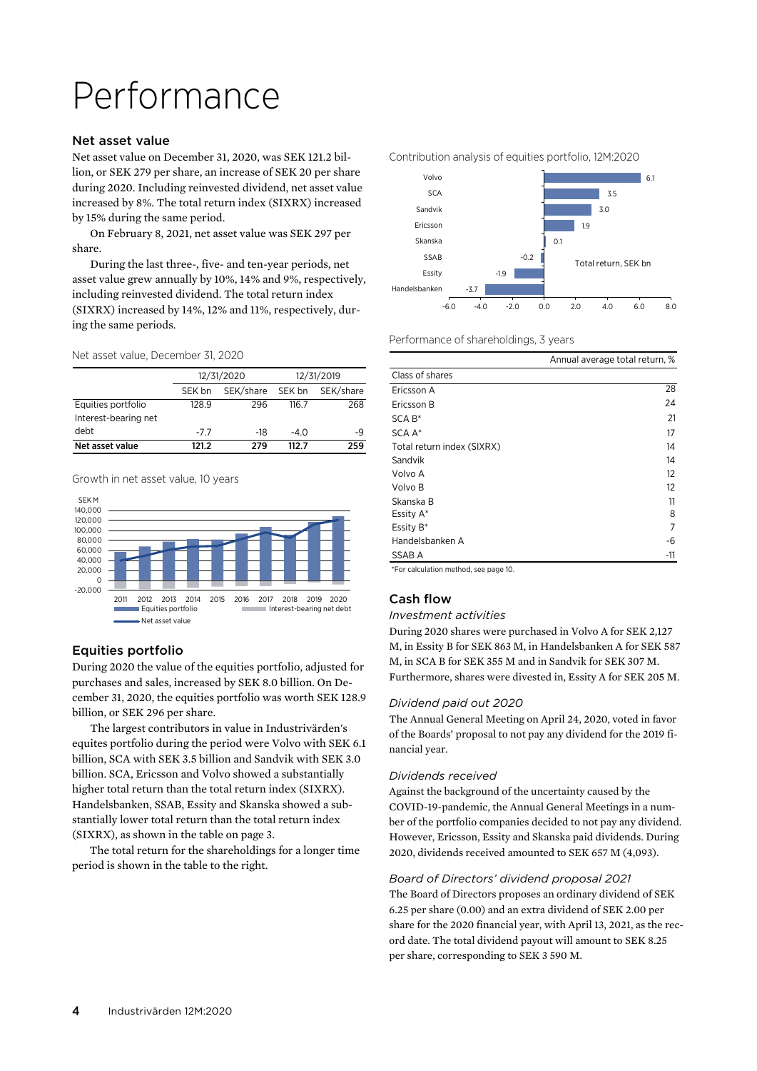# Performance

## Net asset value

Net asset value on December 31, 2020, was SEK 121.2 billion, or SEK 279 per share, an increase of SEK 20 per share during 2020. Including reinvested dividend, net asset value increased by 8%. The total return index (SIXRX) increased by 15% during the same period.

On February 8, 2021, net asset value was SEK 297 per share.

During the last three-, five- and ten-year periods, net asset value grew annually by 10%, 14% and 9%, respectively, including reinvested dividend. The total return index (SIXRX) increased by 14%, 12% and 11%, respectively, during the same periods.

Net asset value, December 31, 2020

| | 12/31/2020 | | 12/31/2019 | |
|---|---|---|---|---|
| | SEK bn | SEK/share | SEK bn | SEK/share |
| Equities portfolio | 128.9 | 296 | 116.7 | 268 |
| Interest-bearing net debt | -7.7 | -18 | -4.0 | -9 |
| **Net asset value** | **121.2** | **279** | **112.7** | **259** |

Growth in net asset value, 10 years

## Equities portfolio

During 2020 the value of the equities portfolio, adjusted for purchases and sales, increased by SEK 8.0 billion. On December 31, 2020, the equities portfolio was worth SEK 128.9 billion, or SEK 296 per share.

The largest contributors in value in Industrivärden's equites portfolio during the period were Volvo with SEK 6.1 billion, SCA with SEK 3.5 billion and Sandvik with SEK 3.0 billion. SCA, Ericsson and Volvo showed a substantially higher total return than the total return index (SIXRX). Handelsbanken, SSAB, Essity and Skanska showed a substantially lower total return than the total return index (SIXRX), as shown in the table on page 3.

The total return for the shareholdings for a longer time period is shown in the table to the right.

Contribution analysis of equities portfolio, 12M:2020

Performance of shareholdings, 3 years

| Class of shares | Annual average total return, % |
|---|---|
| Ericsson A | 28 |
| Ericsson B | 24 |
| SCA B* | 21 |
| SCA A* | 17 |
| Total return index (SIXRX) | 14 |
| Sandvik | 14 |
| Volvo A | 12 |
| Volvo B | 12 |
| Skanska B | 11 |
| Essity A* | 8 |
| Essity B* | 7 |
| Handelsbanken A | -6 |
| SSAB A | -11 |

*For calculation method, see page 10.

## Cash flow

### *Investment activities*

During 2020 shares were purchased in Volvo A for SEK 2,127 M, in Essity B for SEK 863 M, in Handelsbanken A for SEK 587 M, in SCA B for SEK 355 M and in Sandvik for SEK 307 M. Furthermore, shares were divested in, Essity A for SEK 205 M.

### *Dividend paid out 2020*

The Annual General Meeting on April 24, 2020, voted in favor of the Boards' proposal to not pay any dividend for the 2019 financial year.

### *Dividends received*

Against the background of the uncertainty caused by the COVID-19-pandemic, the Annual General Meetings in a number of the portfolio companies decided to not pay any dividend. However, Ericsson, Essity and Skanska paid dividends. During 2020, dividends received amounted to SEK 657 M (4,093).

### *Board of Directors' dividend proposal 2021*

The Board of Directors proposes an ordinary dividend of SEK 6.25 per share (0.00) and an extra dividend of SEK 2.00 per share for the 2020 financial year, with April 13, 2021, as the record date. The total dividend payout will amount to SEK 8.25 per share, corresponding to SEK 3 590 M.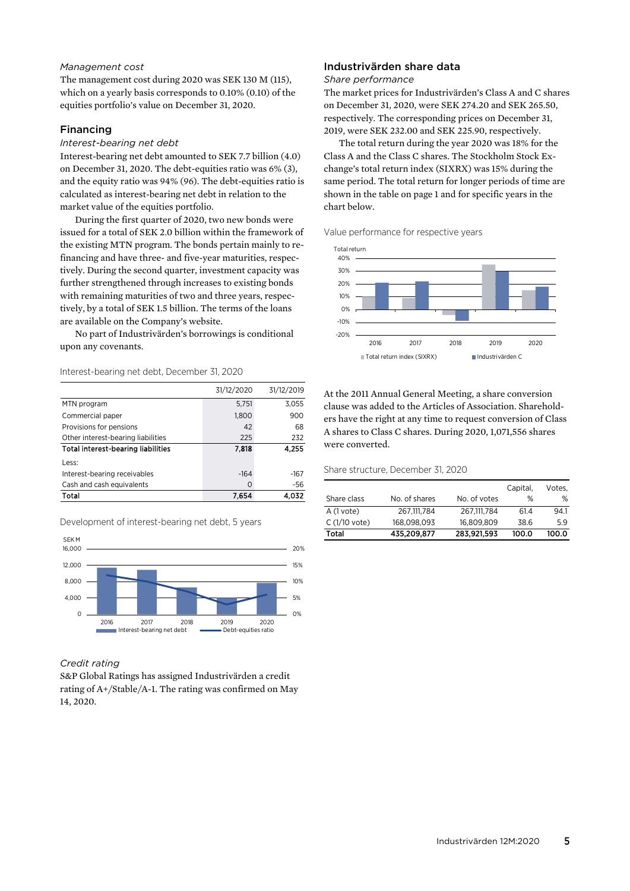*Management cost*

The management cost during 2020 was SEK 130 M (115), which on a yearly basis corresponds to 0.10% (0.10) of the equities portfolio's value on December 31, 2020.

## Financing

*Interest-bearing net debt*

Interest-bearing net debt amounted to SEK 7.7 billion (4.0) on December 31, 2020. The debt-equities ratio was 6% (3), and the equity ratio was 94% (96). The debt-equities ratio is calculated as interest-bearing net debt in relation to the market value of the equities portfolio.

During the first quarter of 2020, two new bonds were issued for a total of SEK 2.0 billion within the framework of the existing MTN program. The bonds pertain mainly to refinancing and have three- and five-year maturities, respectively. During the second quarter, investment capacity was further strengthened through increases to existing bonds with remaining maturities of two and three years, respectively, by a total of SEK 1.5 billion. The terms of the loans are available on the Company's website.

No part of Industrivärden's borrowings is conditional upon any covenants.

Interest-bearing net debt, December 31, 2020

| | 31/12/2020 | 31/12/2019 |
|---|---|---|
| MTN program | 5,751 | 3,055 |
| Commercial paper | 1,800 | 900 |
| Provisions for pensions | 42 | 68 |
| Other interest-bearing liabilities | 225 | 232 |
| **Total interest-bearing liabilities** | **7,818** | **4,255** |
| Less: | | |
| Interest-bearing receivables | -164 | -167 |
| Cash and cash equivalents | 0 | -56 |
| **Total** | **7,654** | **4,032** |

Development of interest-bearing net debt, 5 years

*Credit rating*

S&P Global Ratings has assigned Industrivärden a credit rating of A+/Stable/A-1. The rating was confirmed on May 14, 2020.

## Industrivärden share data

*Share performance*

The market prices for Industrivärden's Class A and C shares on December 31, 2020, were SEK 274.20 and SEK 265.50, respectively. The corresponding prices on December 31, 2019, were SEK 232.00 and SEK 225.90, respectively.

The total return during the year 2020 was 18% for the Class A and the Class C shares. The Stockholm Stock Exchange's total return index (SIXRX) was 15% during the same period. The total return for longer periods of time are shown in the table on page 1 and for specific years in the chart below.

Value performance for respective years

At the 2011 Annual General Meeting, a share conversion clause was added to the Articles of Association. Shareholders have the right at any time to request conversion of Class A shares to Class C shares. During 2020, 1,071,556 shares were converted.

Share structure, December 31, 2020

| Share class | No. of shares | No. of votes | Capital, % | Votes, % |
|---|---|---|---|---|
| A (1 vote) | 267,111,784 | 267,111,784 | 61.4 | 94.1 |
| C (1/10 vote) | 168,098,093 | 16,809,809 | 38.6 | 5.9 |
| **Total** | **435,209,877** | **283,921,593** | **100.0** | **100.0** |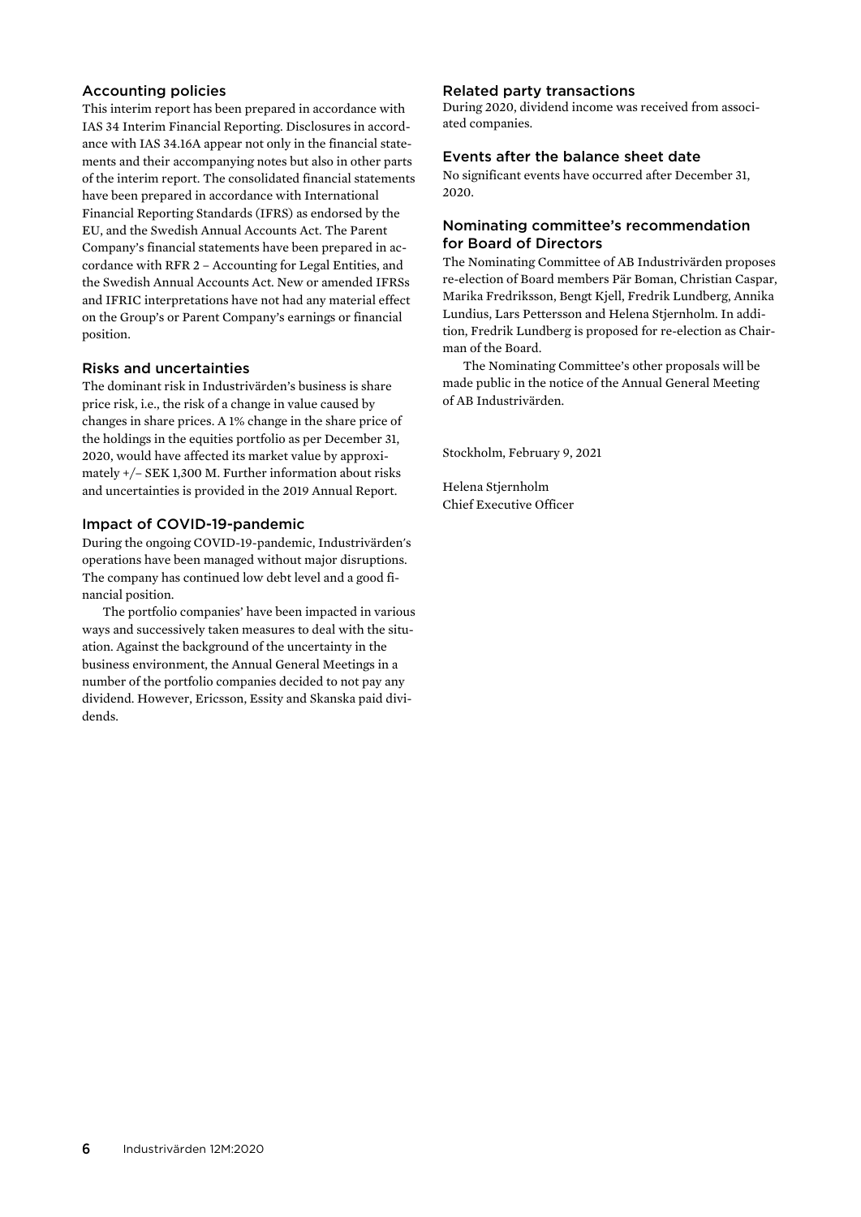## Accounting policies

This interim report has been prepared in accordance with IAS 34 Interim Financial Reporting. Disclosures in accordance with IAS 34.16A appear not only in the financial statements and their accompanying notes but also in other parts of the interim report. The consolidated financial statements have been prepared in accordance with International Financial Reporting Standards (IFRS) as endorsed by the EU, and the Swedish Annual Accounts Act. The Parent Company's financial statements have been prepared in accordance with RFR 2 – Accounting for Legal Entities, and the Swedish Annual Accounts Act. New or amended IFRSs and IFRIC interpretations have not had any material effect on the Group's or Parent Company's earnings or financial position.

## Risks and uncertainties

The dominant risk in Industrivärden's business is share price risk, i.e., the risk of a change in value caused by changes in share prices. A 1% change in the share price of the holdings in the equities portfolio as per December 31, 2020, would have affected its market value by approximately +/– SEK 1,300 M. Further information about risks and uncertainties is provided in the 2019 Annual Report.

## Impact of COVID-19-pandemic

During the ongoing COVID-19-pandemic, Industrivärden's operations have been managed without major disruptions. The company has continued low debt level and a good financial position.

The portfolio companies' have been impacted in various ways and successively taken measures to deal with the situation. Against the background of the uncertainty in the business environment, the Annual General Meetings in a number of the portfolio companies decided to not pay any dividend. However, Ericsson, Essity and Skanska paid dividends.

## Related party transactions

During 2020, dividend income was received from associated companies.

## Events after the balance sheet date

No significant events have occurred after December 31, 2020.

## Nominating committee's recommendation for Board of Directors

The Nominating Committee of AB Industrivärden proposes re-election of Board members Pär Boman, Christian Caspar, Marika Fredriksson, Bengt Kjell, Fredrik Lundberg, Annika Lundius, Lars Pettersson and Helena Stjernholm. In addition, Fredrik Lundberg is proposed for re-election as Chairman of the Board.

The Nominating Committee's other proposals will be made public in the notice of the Annual General Meeting of AB Industrivärden.

Stockholm, February 9, 2021

Helena Stjernholm
Chief Executive Officer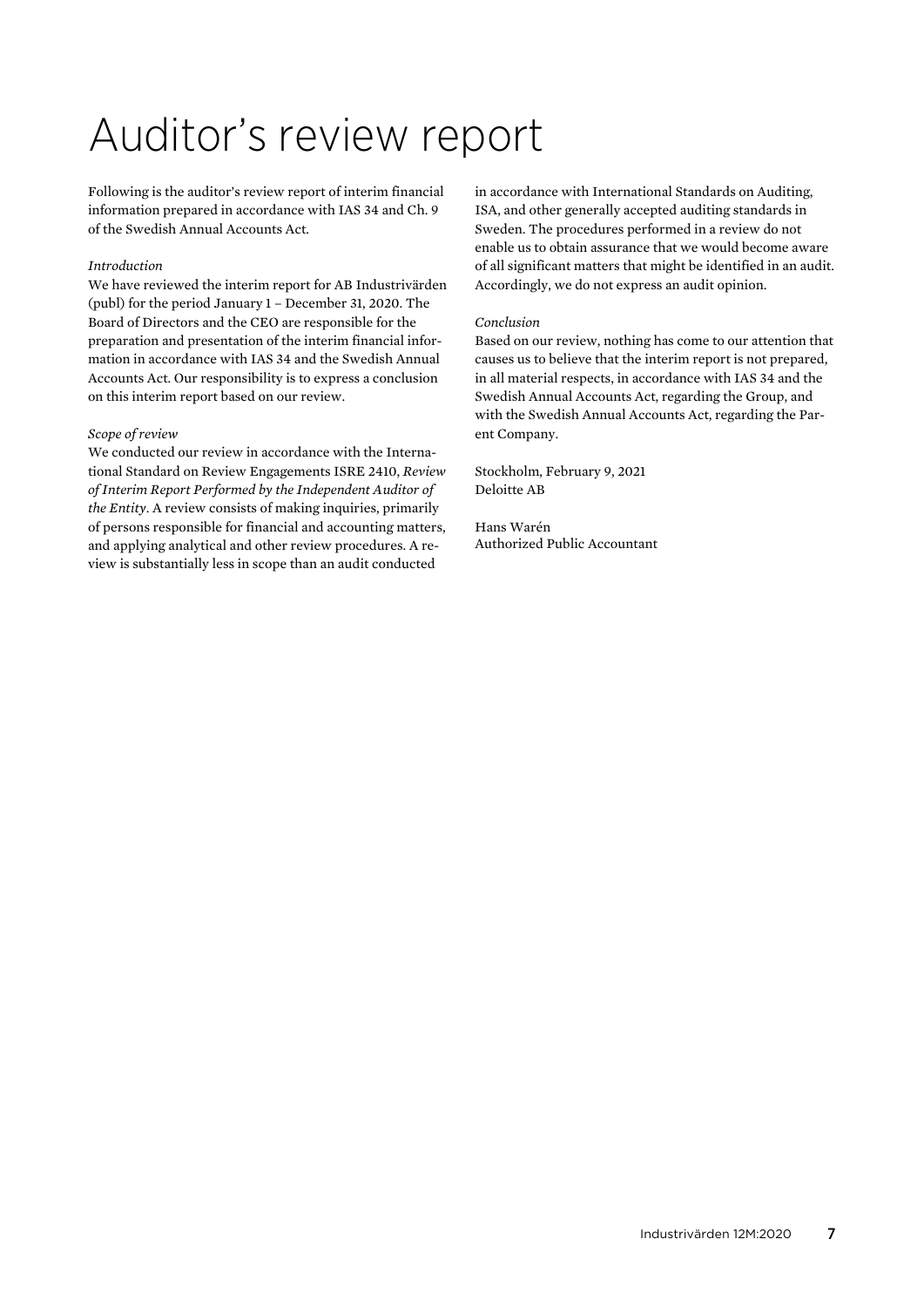# Auditor's review report

Following is the auditor's review report of interim financial information prepared in accordance with IAS 34 and Ch. 9 of the Swedish Annual Accounts Act.

*Introduction*

We have reviewed the interim report for AB Industrivärden (publ) for the period January 1 – December 31, 2020. The Board of Directors and the CEO are responsible for the preparation and presentation of the interim financial information in accordance with IAS 34 and the Swedish Annual Accounts Act. Our responsibility is to express a conclusion on this interim report based on our review.

*Scope of review*

We conducted our review in accordance with the International Standard on Review Engagements ISRE 2410, *Review of Interim Report Performed by the Independent Auditor of the Entity*. A review consists of making inquiries, primarily of persons responsible for financial and accounting matters, and applying analytical and other review procedures. A review is substantially less in scope than an audit conducted in accordance with International Standards on Auditing, ISA, and other generally accepted auditing standards in Sweden. The procedures performed in a review do not enable us to obtain assurance that we would become aware of all significant matters that might be identified in an audit. Accordingly, we do not express an audit opinion.

*Conclusion*

Based on our review, nothing has come to our attention that causes us to believe that the interim report is not prepared, in all material respects, in accordance with IAS 34 and the Swedish Annual Accounts Act, regarding the Group, and with the Swedish Annual Accounts Act, regarding the Parent Company.

Stockholm, February 9, 2021
Deloitte AB

Hans Warén
Authorized Public Accountant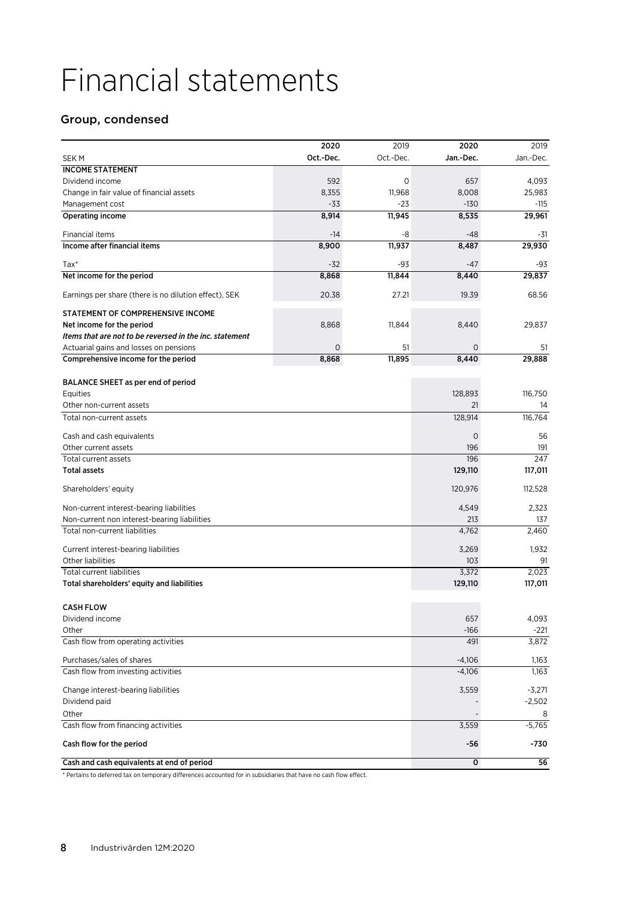# Financial statements

## Group, condensed

| SEK M | 2020 Oct.-Dec. | 2019 Oct.-Dec. | 2020 Jan.-Dec. | 2019 Jan.-Dec. |
|---|---|---|---|---|
| **INCOME STATEMENT** | | | | |
| Dividend income | 592 | 0 | 657 | 4,093 |
| Change in fair value of financial assets | 8,355 | 11,968 | 8,008 | 25,983 |
| Management cost | -33 | -23 | -130 | -115 |
| **Operating income** | **8,914** | **11,945** | **8,535** | **29,961** |
| Financial items | -14 | -8 | -48 | -31 |
| **Income after financial items** | **8,900** | **11,937** | **8,487** | **29,930** |
| Tax* | -32 | -93 | -47 | -93 |
| **Net income for the period** | **8,868** | **11,844** | **8,440** | **29,837** |
| Earnings per share (there is no dilution effect), SEK | 20.38 | 27.21 | 19.39 | 68.56 |
| **STATEMENT OF COMPREHENSIVE INCOME** | | | | |
| **Net income for the period** | 8,868 | 11,844 | 8,440 | 29,837 |
| ***Items that are not to be reversed in the inc. statement*** | | | | |
| Actuarial gains and losses on pensions | 0 | 51 | 0 | 51 |
| **Comprehensive income for the period** | **8,868** | **11,895** | **8,440** | **29,888** |
| **BALANCE SHEET as per end of period** | | | | |
| Equities | | | 128,893 | 116,750 |
| Other non-current assets | | | 21 | 14 |
| Total non-current assets | | | 128,914 | 116,764 |
| Cash and cash equivalents | | | 0 | 56 |
| Other current assets | | | 196 | 191 |
| Total current assets | | | 196 | 247 |
| **Total assets** | | | **129,110** | **117,011** |
| Shareholders' equity | | | 120,976 | 112,528 |
| Non-current interest-bearing liabilities | | | 4,549 | 2,323 |
| Non-current non interest-bearing liabilities | | | 213 | 137 |
| Total non-current liabilities | | | 4,762 | 2,460 |
| Current interest-bearing liabilities | | | 3,269 | 1,932 |
| Other liabilities | | | 103 | 91 |
| Total current liabilities | | | 3,372 | 2,023 |
| **Total shareholders' equity and liabilities** | | | **129,110** | **117,011** |
| **CASH FLOW** | | | | |
| Dividend income | | | 657 | 4,093 |
| Other | | | -166 | -221 |
| Cash flow from operating activities | | | 491 | 3,872 |
| Purchases/sales of shares | | | -4,106 | 1,163 |
| Cash flow from investing activities | | | -4,106 | 1,163 |
| Change interest-bearing liabilities | | | 3,559 | -3,271 |
| Dividend paid | | | - | -2,502 |
| Other | | | - | 8 |
| Cash flow from financing activities | | | 3,559 | -5,765 |
| **Cash flow for the period** | | | **-56** | **-730** |
| **Cash and cash equivalents at end of period** | | | **0** | **56** |

* Pertains to deferred tax on temporary differences accounted for in subsidiaries that have no cash flow effect.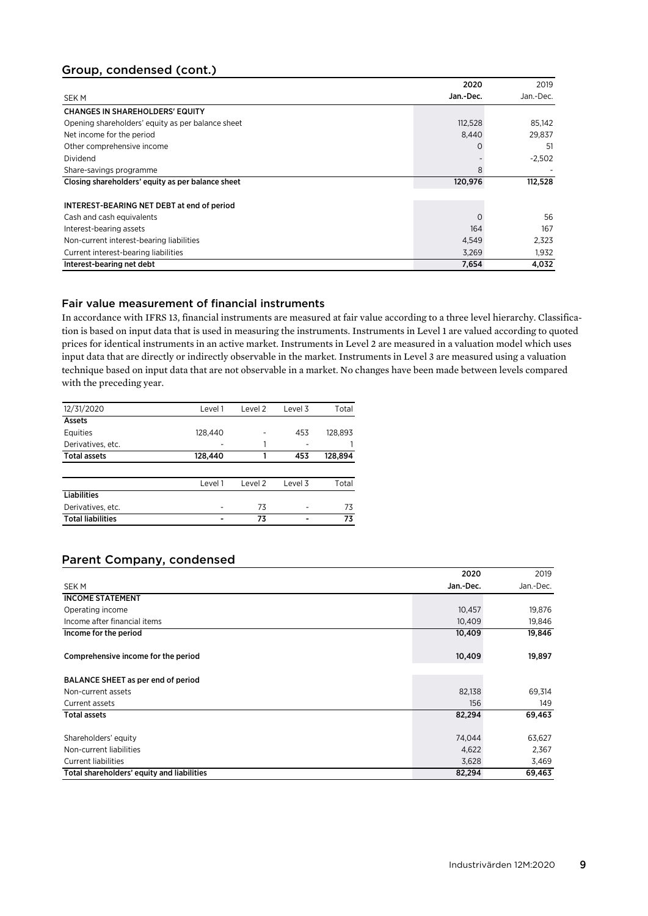## Group, condensed (cont.)

| SEK M | 2020 Jan.-Dec. | 2019 Jan.-Dec. |
|---|---|---|
| **CHANGES IN SHAREHOLDERS' EQUITY** | | |
| Opening shareholders' equity as per balance sheet | 112,528 | 85,142 |
| Net income for the period | 8,440 | 29,837 |
| Other comprehensive income | 0 | 51 |
| Dividend | - | -2,502 |
| Share-savings programme | 8 | - |
| **Closing shareholders' equity as per balance sheet** | **120,976** | **112,528** |
| | | |
| **INTEREST-BEARING NET DEBT at end of period** | | |
| Cash and cash equivalents | 0 | 56 |
| Interest-bearing assets | 164 | 167 |
| Non-current interest-bearing liabilities | 4,549 | 2,323 |
| Current interest-bearing liabilities | 3,269 | 1,932 |
| **Interest-bearing net debt** | **7,654** | **4,032** |

### Fair value measurement of financial instruments

In accordance with IFRS 13, financial instruments are measured at fair value according to a three level hierarchy. Classification is based on input data that is used in measuring the instruments. Instruments in Level 1 are valued according to quoted prices for identical instruments in an active market. Instruments in Level 2 are measured in a valuation model which uses input data that are directly or indirectly observable in the market. Instruments in Level 3 are measured using a valuation technique based on input data that are not observable in a market. No changes have been made between levels compared with the preceding year.

| 12/31/2020 | Level 1 | Level 2 | Level 3 | Total |
|---|---|---|---|---|
| **Assets** | | | | |
| Equities | 128,440 | - | 453 | 128,893 |
| Derivatives, etc. | - | 1 | - | 1 |
| **Total assets** | **128,440** | **1** | **453** | **128,894** |

| | Level 1 | Level 2 | Level 3 | Total |
|---|---|---|---|---|
| **Liabilities** | | | | |
| Derivatives, etc. | - | 73 | - | 73 |
| **Total liabilities** | **-** | **73** | **-** | **73** |

## Parent Company, condensed

| SEK M | 2020 Jan.-Dec. | 2019 Jan.-Dec. |
|---|---|---|
| **INCOME STATEMENT** | | |
| Operating income | 10,457 | 19,876 |
| Income after financial items | 10,409 | 19,846 |
| **Income for the period** | **10,409** | **19,846** |
| | | |
| **Comprehensive income for the period** | **10,409** | **19,897** |
| | | |
| **BALANCE SHEET as per end of period** | | |
| Non-current assets | 82,138 | 69,314 |
| Current assets | 156 | 149 |
| **Total assets** | **82,294** | **69,463** |
| | | |
| Shareholders' equity | 74,044 | 63,627 |
| Non-current liabilities | 4,622 | 2,367 |
| Current liabilities | 3,628 | 3,469 |
| **Total shareholders' equity and liabilities** | **82,294** | **69,463** |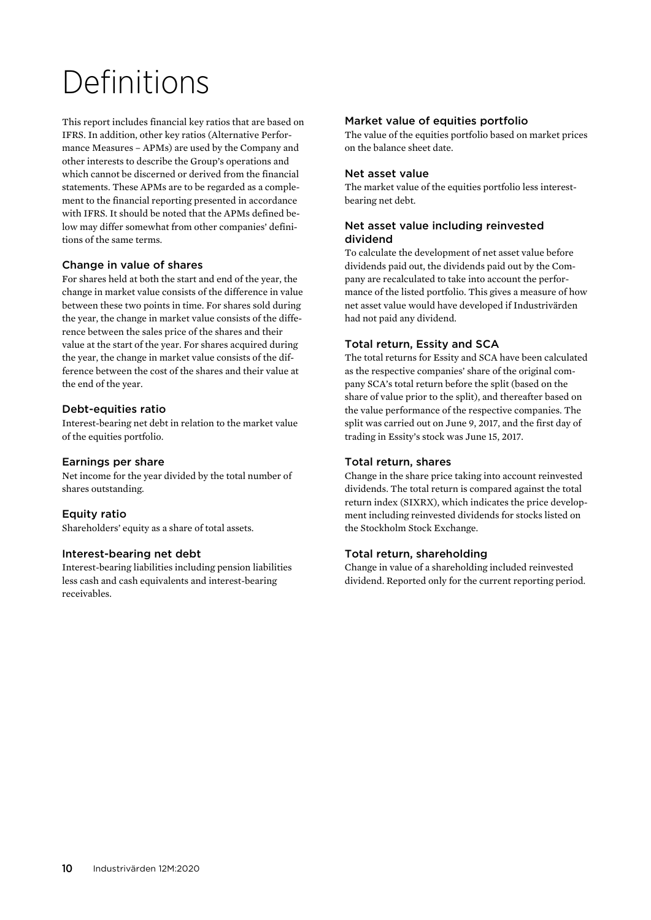# Definitions

This report includes financial key ratios that are based on IFRS. In addition, other key ratios (Alternative Performance Measures – APMs) are used by the Company and other interests to describe the Group's operations and which cannot be discerned or derived from the financial statements. These APMs are to be regarded as a complement to the financial reporting presented in accordance with IFRS. It should be noted that the APMs defined below may differ somewhat from other companies' definitions of the same terms.

### Change in value of shares

For shares held at both the start and end of the year, the change in market value consists of the difference in value between these two points in time. For shares sold during the year, the change in market value consists of the difference between the sales price of the shares and their value at the start of the year. For shares acquired during the year, the change in market value consists of the difference between the cost of the shares and their value at the end of the year.

### Debt-equities ratio

Interest-bearing net debt in relation to the market value of the equities portfolio.

### Earnings per share

Net income for the year divided by the total number of shares outstanding.

### Equity ratio

Shareholders' equity as a share of total assets.

### Interest-bearing net debt

Interest-bearing liabilities including pension liabilities less cash and cash equivalents and interest-bearing receivables.

### Market value of equities portfolio

The value of the equities portfolio based on market prices on the balance sheet date.

### Net asset value

The market value of the equities portfolio less interest-bearing net debt.

### Net asset value including reinvested dividend

To calculate the development of net asset value before dividends paid out, the dividends paid out by the Company are recalculated to take into account the performance of the listed portfolio. This gives a measure of how net asset value would have developed if Industrivärden had not paid any dividend.

### Total return, Essity and SCA

The total returns for Essity and SCA have been calculated as the respective companies' share of the original company SCA's total return before the split (based on the share of value prior to the split), and thereafter based on the value performance of the respective companies. The split was carried out on June 9, 2017, and the first day of trading in Essity's stock was June 15, 2017.

### Total return, shares

Change in the share price taking into account reinvested dividends. The total return is compared against the total return index (SIXRX), which indicates the price development including reinvested dividends for stocks listed on the Stockholm Stock Exchange.

### Total return, shareholding

Change in value of a shareholding included reinvested dividend. Reported only for the current reporting period.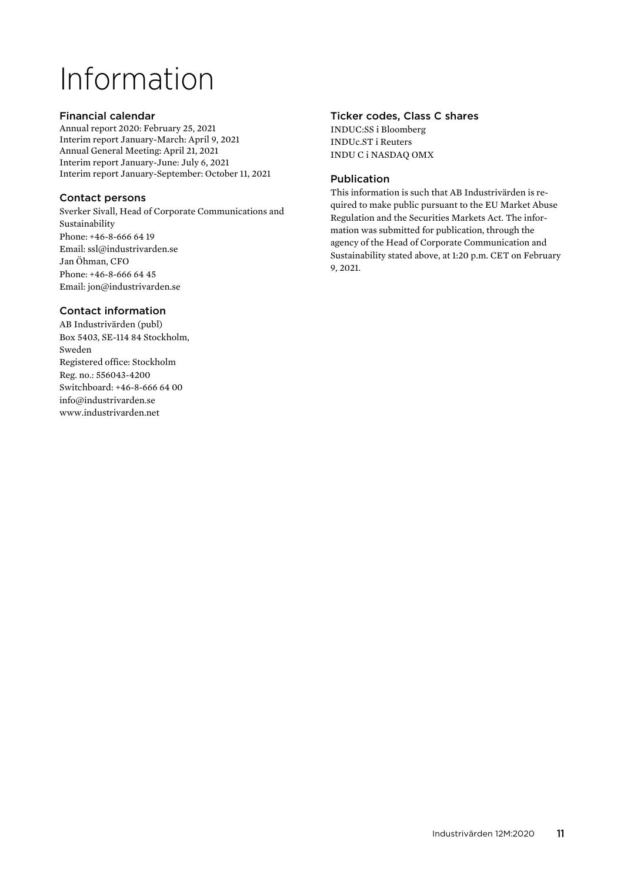# Information

## Financial calendar

Annual report 2020: February 25, 2021
Interim report January-March: April 9, 2021
Annual General Meeting: April 21, 2021
Interim report January-June: July 6, 2021
Interim report January-September: October 11, 2021

## Contact persons

Sverker Sivall, Head of Corporate Communications and Sustainability
Phone: +46-8-666 64 19
Email: ssl@industrivarden.se
Jan Öhman, CFO
Phone: +46-8-666 64 45
Email: jon@industrivarden.se

## Contact information

AB Industrivärden (publ)
Box 5403, SE-114 84 Stockholm, Sweden
Registered office: Stockholm
Reg. no.: 556043-4200
Switchboard: +46-8-666 64 00
info@industrivarden.se
www.industrivarden.net

## Ticker codes, Class C shares

INDUC:SS i Bloomberg
INDUc.ST i Reuters
INDU C i NASDAQ OMX

## Publication

This information is such that AB Industrivärden is required to make public pursuant to the EU Market Abuse Regulation and the Securities Markets Act. The information was submitted for publication, through the agency of the Head of Corporate Communication and Sustainability stated above, at 1:20 p.m. CET on February 9, 2021.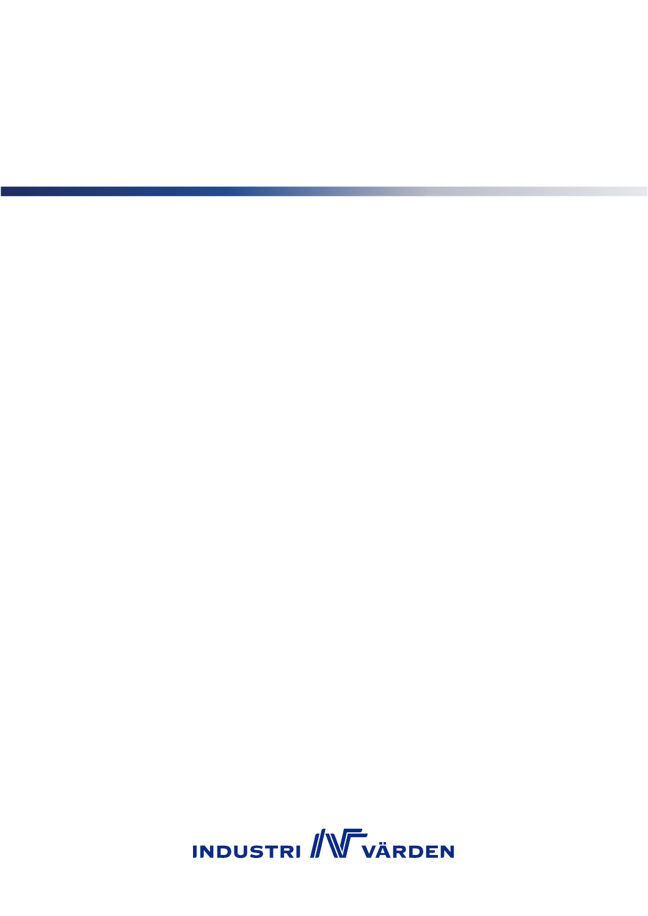INDUSTRIVÄRDEN